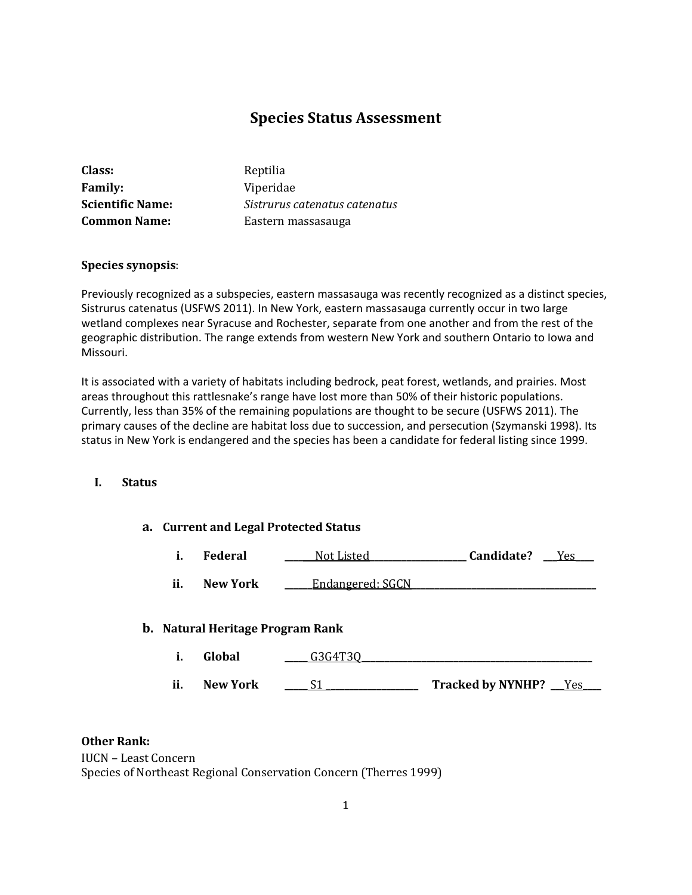# Species Status Assessment

**Class:** Reptilia
**Family:** Viperidae
**Scientific Name:** *Sistrurus catenatus catenatus*
**Common Name:** Eastern massasauga

**Species synopsis**:

Previously recognized as a subspecies, eastern massasauga was recently recognized as a distinct species, Sistrurus catenatus (USFWS 2011). In New York, eastern massasauga currently occur in two large wetland complexes near Syracuse and Rochester, separate from one another and from the rest of the geographic distribution. The range extends from western New York and southern Ontario to Iowa and Missouri.

It is associated with a variety of habitats including bedrock, peat forest, wetlands, and prairies. Most areas throughout this rattlesnake's range have lost more than 50% of their historic populations. Currently, less than 35% of the remaining populations are thought to be secure (USFWS 2011). The primary causes of the decline are habitat loss due to succession, and persecution (Szymanski 1998). Its status in New York is endangered and the species has been a candidate for federal listing since 1999.

## I. Status

### a. Current and Legal Protected Status

i. **Federal** ____Not Listed____ **Candidate?** ___Yes___

ii. **New York** ____Endangered; SGCN____

### b. Natural Heritage Program Rank

i. **Global** ____G3G4T3Q____

ii. **New York** ____S1____ **Tracked by NYNHP?** ___Yes___

**Other Rank:**
IUCN – Least Concern
Species of Northeast Regional Conservation Concern (Therres 1999)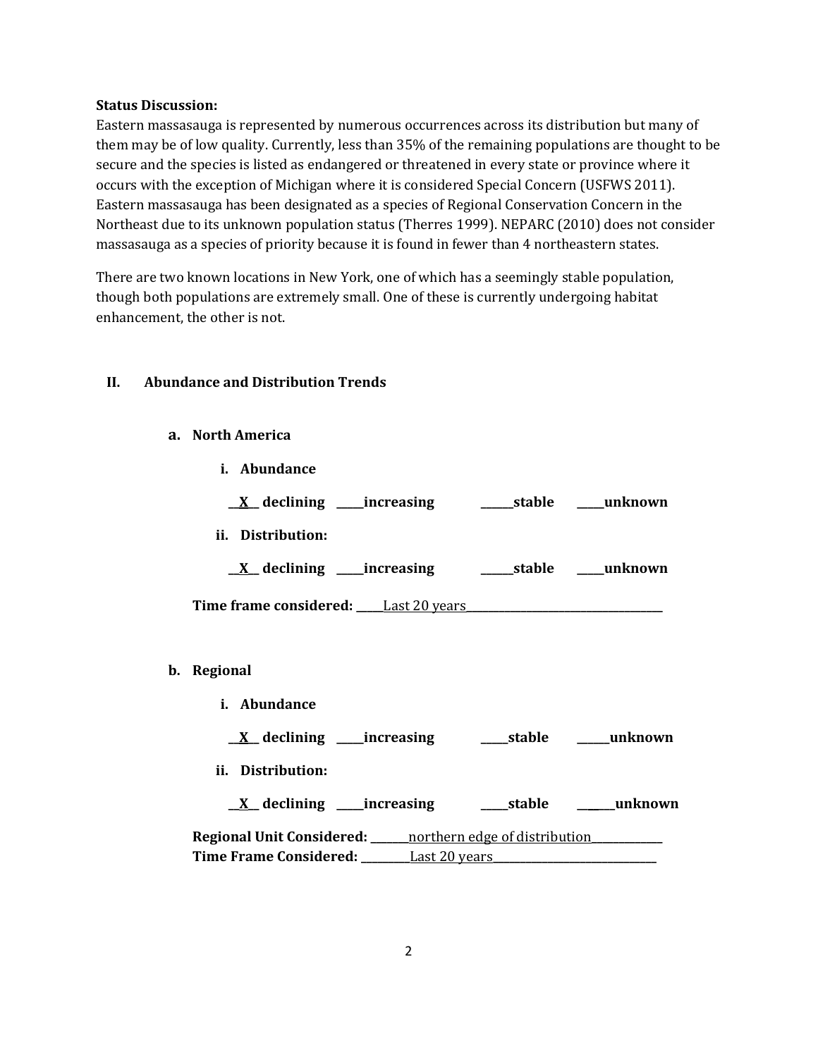**Status Discussion:**

Eastern massasauga is represented by numerous occurrences across its distribution but many of them may be of low quality. Currently, less than 35% of the remaining populations are thought to be secure and the species is listed as endangered or threatened in every state or province where it occurs with the exception of Michigan where it is considered Special Concern (USFWS 2011). Eastern massasauga has been designated as a species of Regional Conservation Concern in the Northeast due to its unknown population status (Therres 1999). NEPARC (2010) does not consider massasauga as a species of priority because it is found in fewer than 4 northeastern states.

There are two known locations in New York, one of which has a seemingly stable population, though both populations are extremely small. One of these is currently undergoing habitat enhancement, the other is not.

## II. Abundance and Distribution Trends

### a. North America

**i. Abundance**

**__X__ declining _____increasing ______stable _____unknown**

**ii. Distribution:**

**__X__ declining _____increasing ______stable _____unknown**

**Time frame considered:** _____Last 20 years_____________________________________

### b. Regional

**i. Abundance**

**__X__ declining _____increasing _____stable ______unknown**

**ii. Distribution:**

**__X__ declining _____increasing _____stable _______unknown**

**Regional Unit Considered:** ________northern edge of distribution_____________

**Time Frame Considered:** __________Last 20 years_______________________________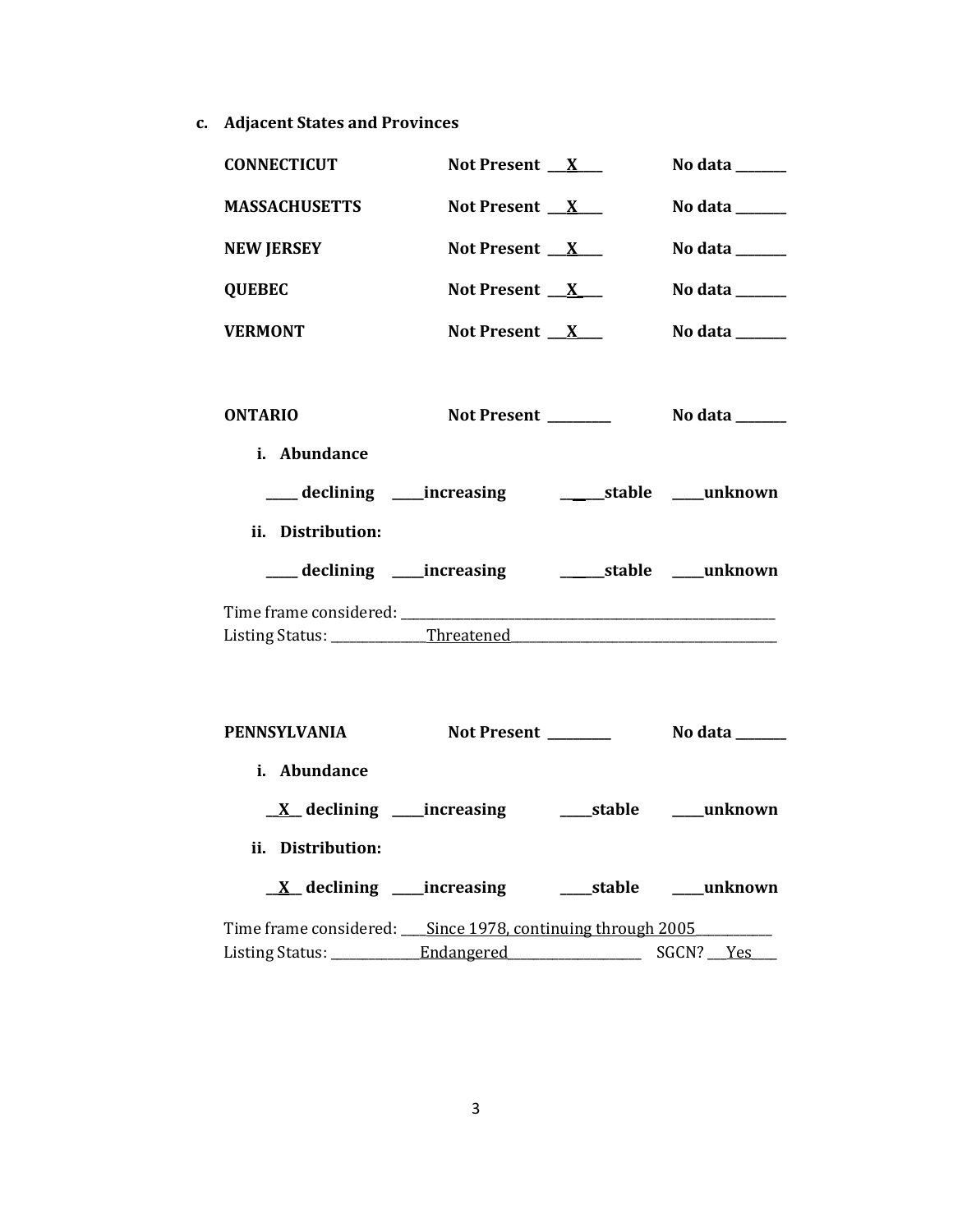**c. Adjacent States and Provinces**

**CONNECTICUT** **Not Present** ___X___ **No data** _______

**MASSACHUSETTS** **Not Present** ___X___ **No data** _______

**NEW JERSEY** **Not Present** ___X___ **No data** _______

**QUEBEC** **Not Present** ___X___ **No data** _______

**VERMONT** **Not Present** ___X___ **No data** _______

**ONTARIO** **Not Present** _________ **No data** _______

**i. Abundance**

_____ **declining** _____**increasing** ______**stable** _____**unknown**

**ii. Distribution:**

_____ **declining** _____**increasing** ______**stable** _____**unknown**

Time frame considered: ___________________________________________

Listing Status: ______________Threatened_________________________________

**PENNSYLVANIA** **Not Present** _________ **No data** _______

**i. Abundance**

__X__ **declining** _____**increasing** _____**stable** _____**unknown**

**ii. Distribution:**

__X__ **declining** _____**increasing** _____**stable** _____**unknown**

Time frame considered: ____Since 1978, continuing through 2005___________

Listing Status: ______________Endangered____________________ SGCN? ___Yes____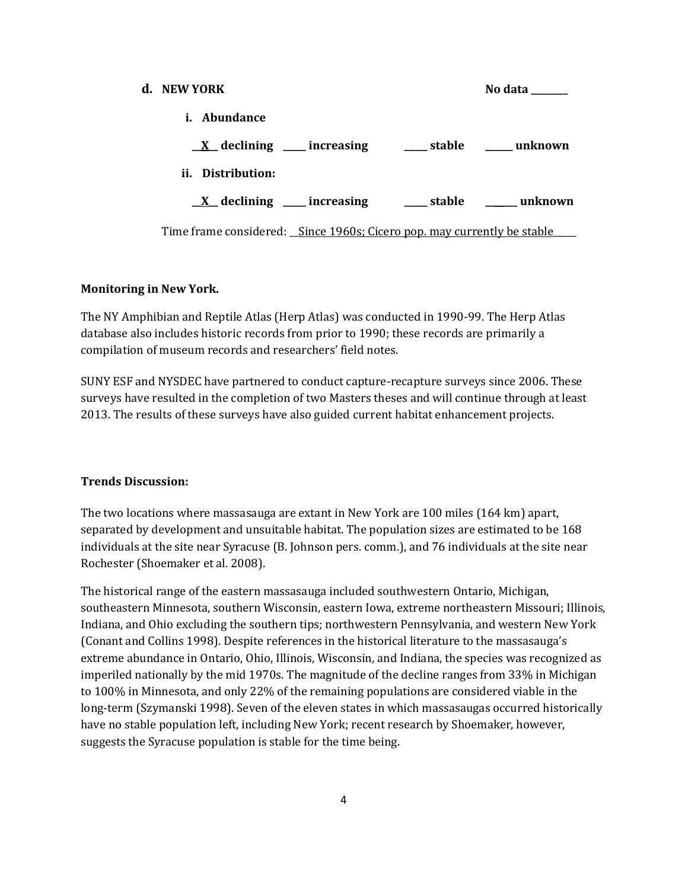**d. NEW YORK** **No data ________**

**i. Abundance**

__X__ declining _____ increasing _____ stable ______ unknown

**ii. Distribution:**

__X__ declining _____ increasing _____ stable ______ unknown

Time frame considered: __Since 1960s; Cicero pop. may currently be stable_____

**Monitoring in New York.**

The NY Amphibian and Reptile Atlas (Herp Atlas) was conducted in 1990-99. The Herp Atlas database also includes historic records from prior to 1990; these records are primarily a compilation of museum records and researchers' field notes.

SUNY ESF and NYSDEC have partnered to conduct capture-recapture surveys since 2006. These surveys have resulted in the completion of two Masters theses and will continue through at least 2013. The results of these surveys have also guided current habitat enhancement projects.

**Trends Discussion:**

The two locations where massasauga are extant in New York are 100 miles (164 km) apart, separated by development and unsuitable habitat. The population sizes are estimated to be 168 individuals at the site near Syracuse (B. Johnson pers. comm.), and 76 individuals at the site near Rochester (Shoemaker et al. 2008).

The historical range of the eastern massasauga included southwestern Ontario, Michigan, southeastern Minnesota, southern Wisconsin, eastern Iowa, extreme northeastern Missouri; Illinois, Indiana, and Ohio excluding the southern tips; northwestern Pennsylvania, and western New York (Conant and Collins 1998). Despite references in the historical literature to the massasauga's extreme abundance in Ontario, Ohio, Illinois, Wisconsin, and Indiana, the species was recognized as imperiled nationally by the mid 1970s. The magnitude of the decline ranges from 33% in Michigan to 100% in Minnesota, and only 22% of the remaining populations are considered viable in the long-term (Szymanski 1998). Seven of the eleven states in which massasaugas occurred historically have no stable population left, including New York; recent research by Shoemaker, however, suggests the Syracuse population is stable for the time being.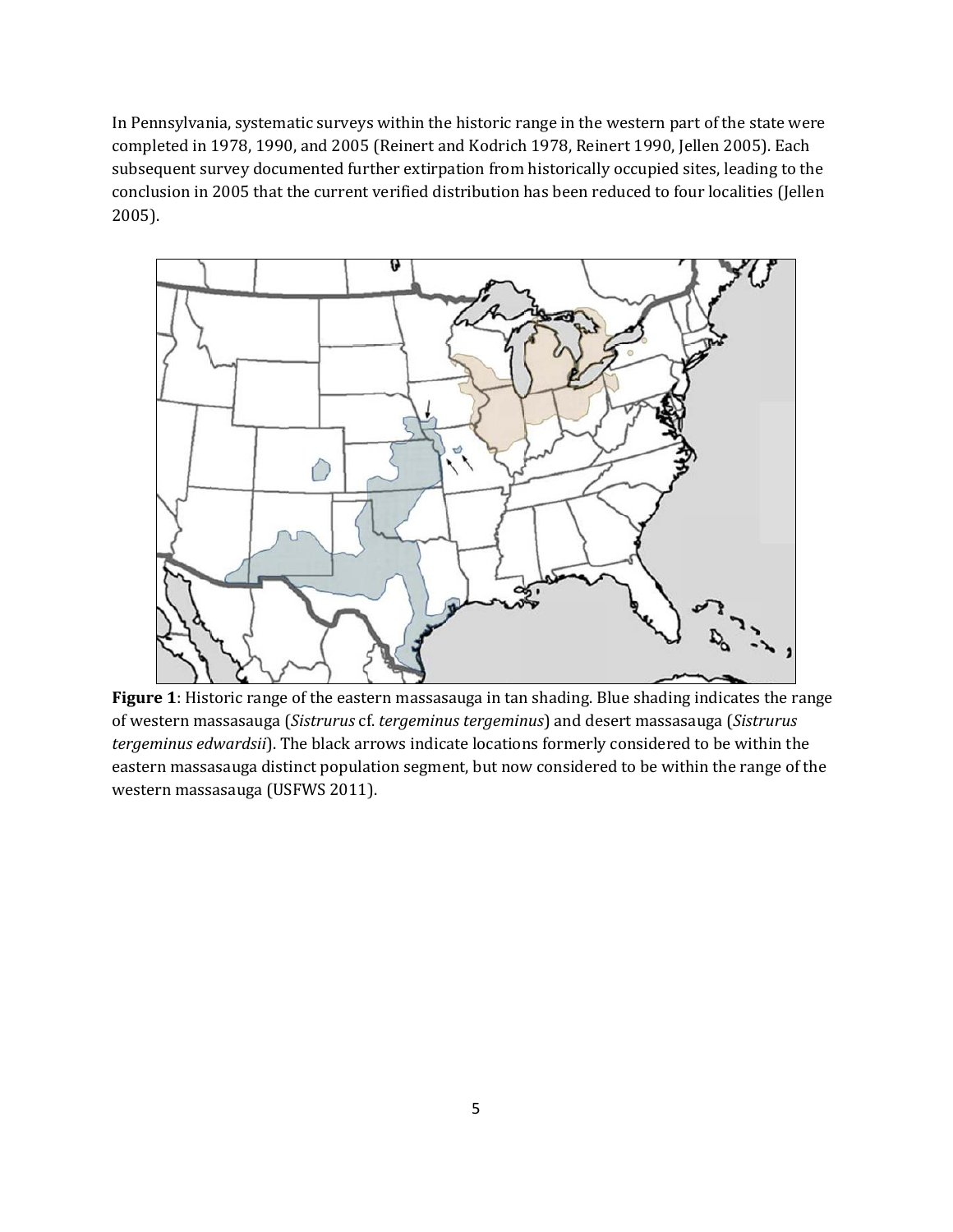In Pennsylvania, systematic surveys within the historic range in the western part of the state were completed in 1978, 1990, and 2005 (Reinert and Kodrich 1978, Reinert 1990, Jellen 2005). Each subsequent survey documented further extirpation from historically occupied sites, leading to the conclusion in 2005 that the current verified distribution has been reduced to four localities (Jellen 2005).

**Figure 1**: Historic range of the eastern massasauga in tan shading. Blue shading indicates the range of western massasauga (*Sistrurus* cf. *tergeminus tergeminus*) and desert massasauga (*Sistrurus tergeminus edwardsii*). The black arrows indicate locations formerly considered to be within the eastern massasauga distinct population segment, but now considered to be within the range of the western massasauga (USFWS 2011).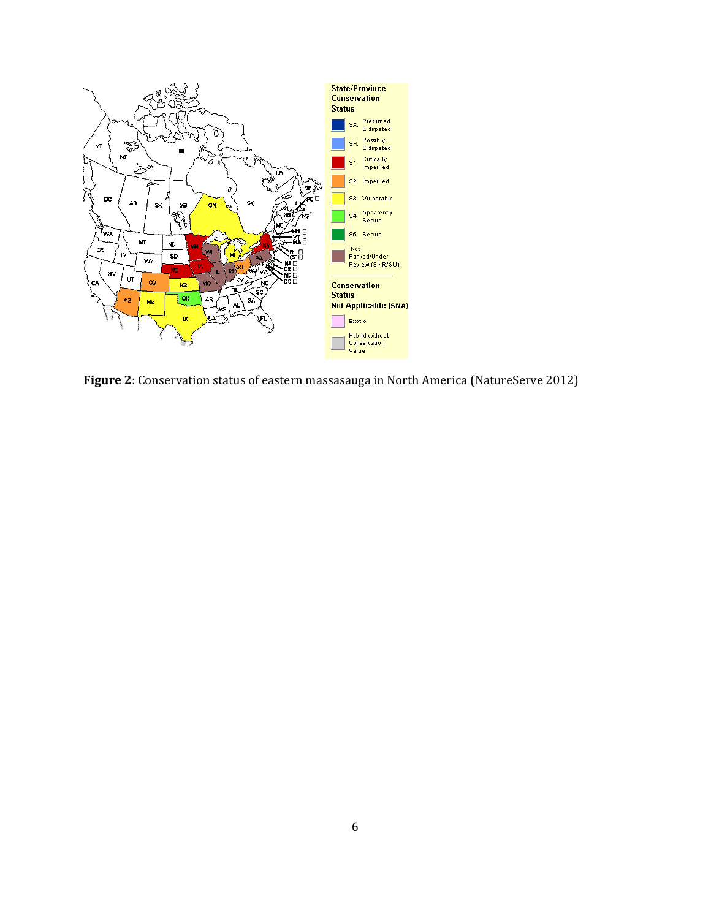**Figure 2**: Conservation status of eastern massasauga in North America (NatureServe 2012)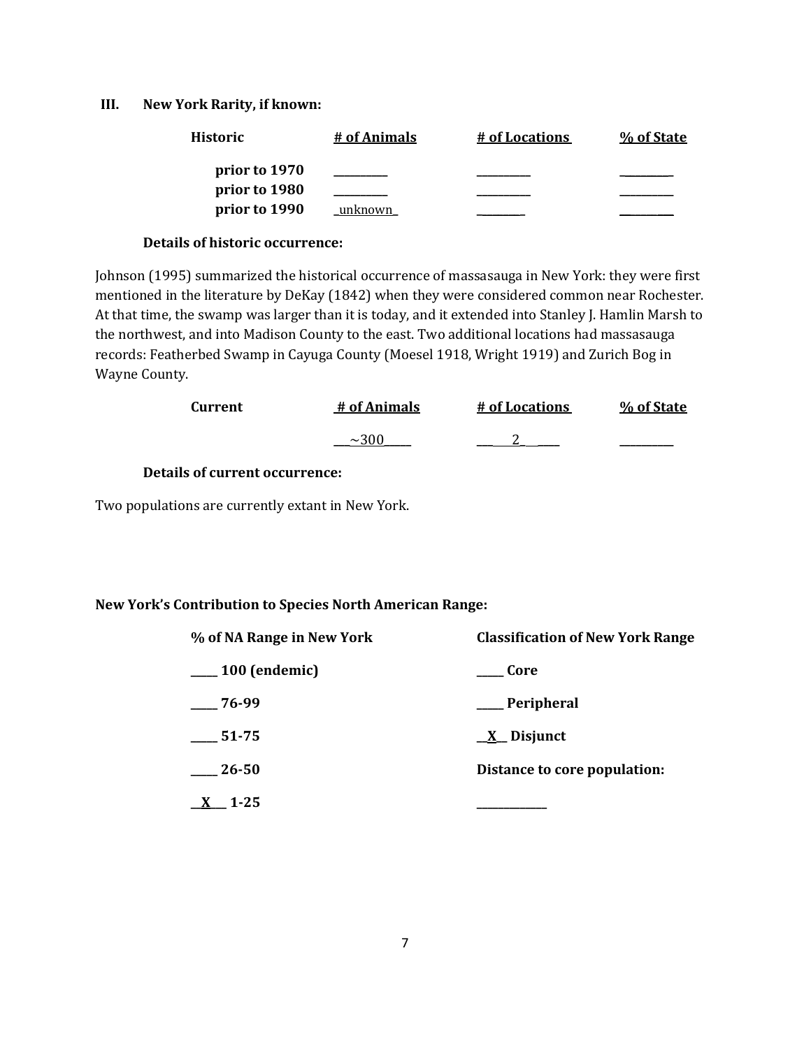### III. New York Rarity, if known:

| Historic | # of Animals | # of Locations | % of State |
|---|---|---|---|
| prior to 1970 | ________ | ________ | ________ |
| prior to 1980 | ________ | ________ | ________ |
| prior to 1990 | _unknown_ | ________ | ________ |

**Details of historic occurrence:**

Johnson (1995) summarized the historical occurrence of massasauga in New York: they were first mentioned in the literature by DeKay (1842) when they were considered common near Rochester. At that time, the swamp was larger than it is today, and it extended into Stanley J. Hamlin Marsh to the northwest, and into Madison County to the east. Two additional locations had massasauga records: Featherbed Swamp in Cayuga County (Moesel 1918, Wright 1919) and Zurich Bog in Wayne County.

| Current | # of Animals | # of Locations | % of State |
|---|---|---|---|
| | ~300 | 2 | ________ |

**Details of current occurrence:**

Two populations are currently extant in New York.

**New York's Contribution to Species North American Range:**

| % of NA Range in New York | Classification of New York Range |
|---|---|
| ____ 100 (endemic) | ____ Core |
| ____ 76-99 | ____ Peripheral |
| ____ 51-75 | \_\_X\_\_ Disjunct |
| ____ 26-50 | **Distance to core population:** |
| \_\_X\_\_ 1-25 | ____________ |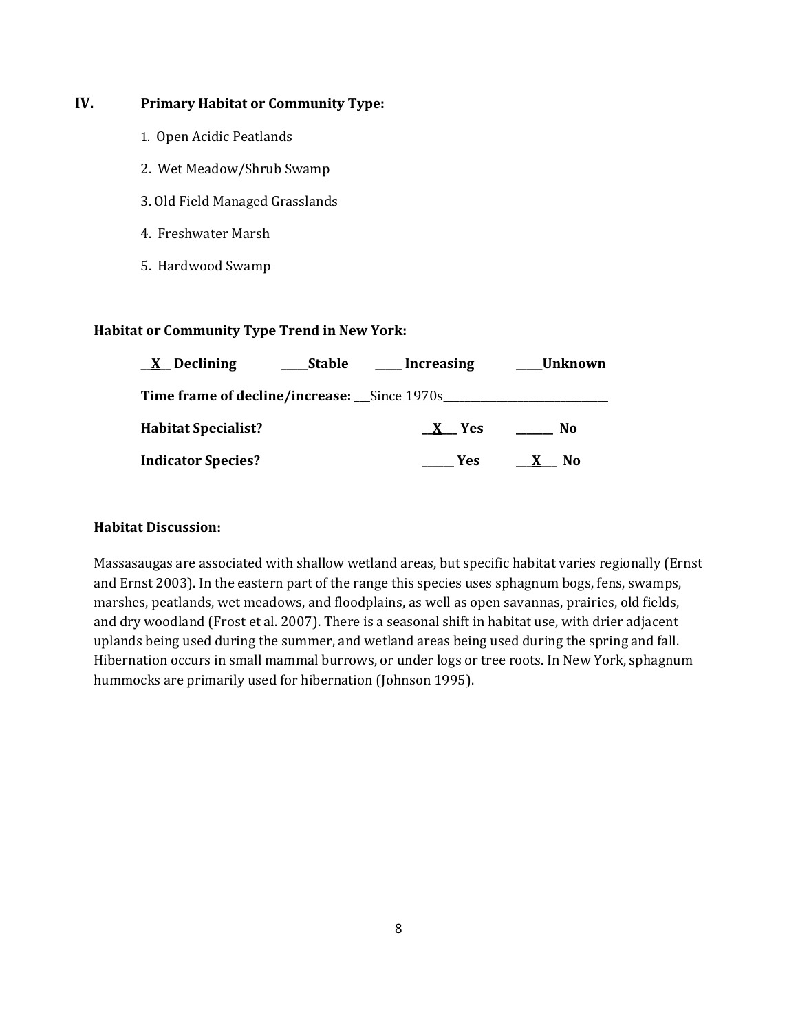## IV. Primary Habitat or Community Type:

1. Open Acidic Peatlands
2. Wet Meadow/Shrub Swamp
3. Old Field Managed Grasslands
4. Freshwater Marsh
5. Hardwood Swamp

**Habitat or Community Type Trend in New York:**

**\_\_X\_\_ Declining** **\_\_\_\_\_Stable** **\_\_\_\_\_ Increasing** **\_\_\_\_\_Unknown**

**Time frame of decline/increase:** \_\_\_Since 1970s\_\_\_\_\_\_\_\_\_\_\_\_\_\_\_\_\_\_\_\_\_\_\_\_\_\_\_\_\_\_

**Habitat Specialist?** **\_\_X\_\_\_ Yes** **\_\_\_\_\_\_\_ No**

**Indicator Species?** **\_\_\_\_\_\_ Yes** **\_\_\_X\_\_\_ No**

**Habitat Discussion:**

Massasaugas are associated with shallow wetland areas, but specific habitat varies regionally (Ernst and Ernst 2003). In the eastern part of the range this species uses sphagnum bogs, fens, swamps, marshes, peatlands, wet meadows, and floodplains, as well as open savannas, prairies, old fields, and dry woodland (Frost et al. 2007). There is a seasonal shift in habitat use, with drier adjacent uplands being used during the summer, and wetland areas being used during the spring and fall. Hibernation occurs in small mammal burrows, or under logs or tree roots. In New York, sphagnum hummocks are primarily used for hibernation (Johnson 1995).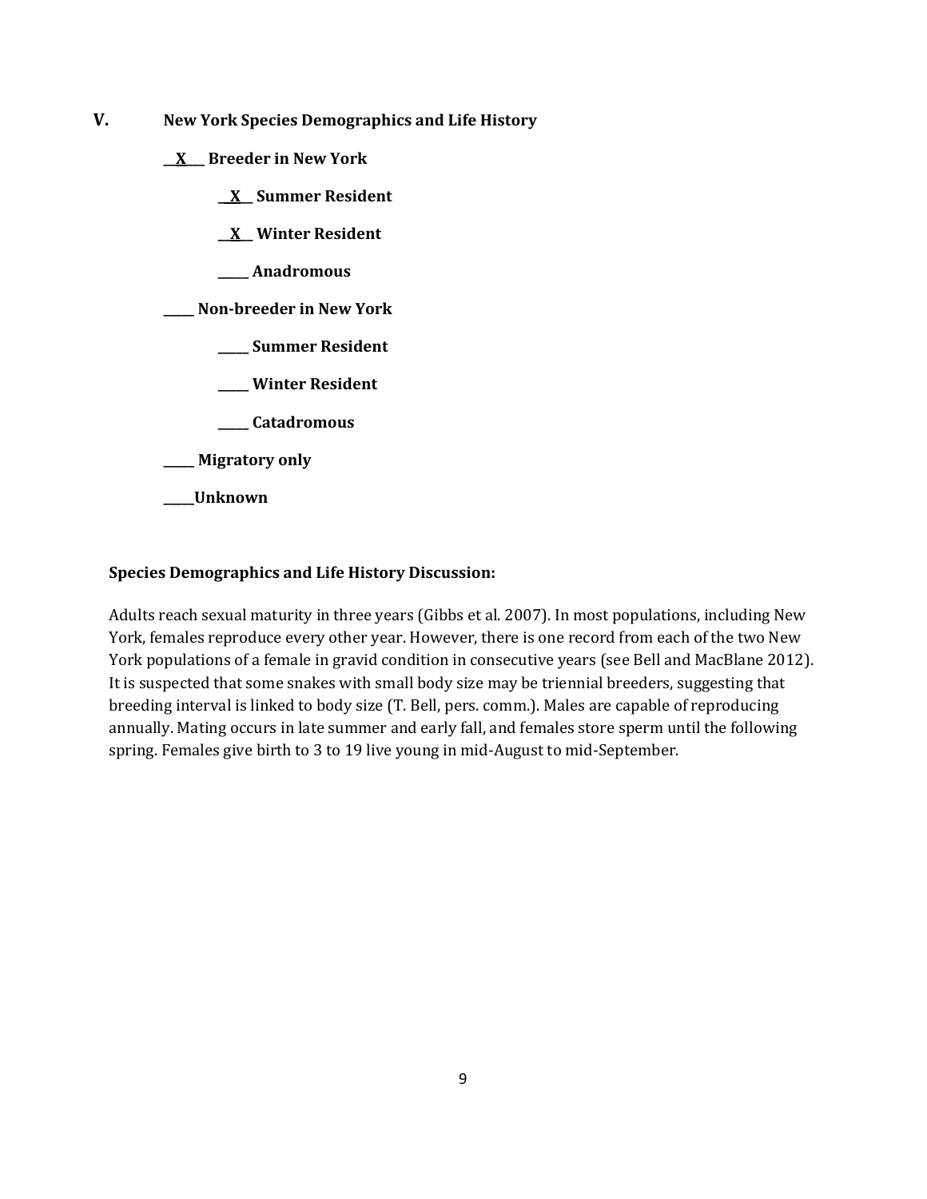## V. New York Species Demographics and Life History

__X__ **Breeder in New York**

- __X__ **Summer Resident**
- __X__ **Winter Resident**
- _____ **Anadromous**

_____ **Non-breeder in New York**

- _____ **Summer Resident**
- _____ **Winter Resident**
- _____ **Catadromous**

_____ **Migratory only**

_____ **Unknown**

**Species Demographics and Life History Discussion:**

Adults reach sexual maturity in three years (Gibbs et al. 2007). In most populations, including New York, females reproduce every other year. However, there is one record from each of the two New York populations of a female in gravid condition in consecutive years (see Bell and MacBlane 2012). It is suspected that some snakes with small body size may be triennial breeders, suggesting that breeding interval is linked to body size (T. Bell, pers. comm.). Males are capable of reproducing annually. Mating occurs in late summer and early fall, and females store sperm until the following spring. Females give birth to 3 to 19 live young in mid-August to mid-September.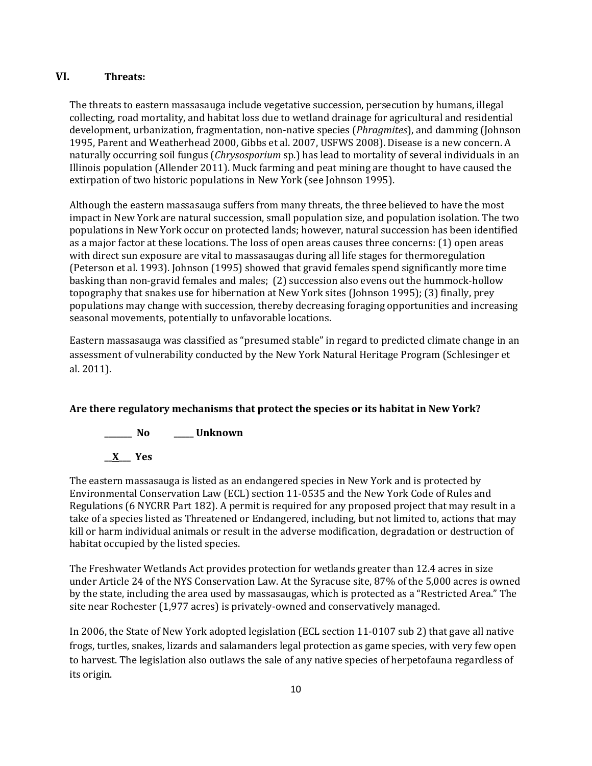## VI. Threats:

The threats to eastern massasauga include vegetative succession, persecution by humans, illegal collecting, road mortality, and habitat loss due to wetland drainage for agricultural and residential development, urbanization, fragmentation, non-native species (*Phragmites*), and damming (Johnson 1995, Parent and Weatherhead 2000, Gibbs et al. 2007, USFWS 2008). Disease is a new concern. A naturally occurring soil fungus (*Chrysosporium* sp.) has lead to mortality of several individuals in an Illinois population (Allender 2011). Muck farming and peat mining are thought to have caused the extirpation of two historic populations in New York (see Johnson 1995).

Although the eastern massasauga suffers from many threats, the three believed to have the most impact in New York are natural succession, small population size, and population isolation. The two populations in New York occur on protected lands; however, natural succession has been identified as a major factor at these locations. The loss of open areas causes three concerns: (1) open areas with direct sun exposure are vital to massasaugas during all life stages for thermoregulation (Peterson et al. 1993). Johnson (1995) showed that gravid females spend significantly more time basking than non-gravid females and males; (2) succession also evens out the hummock-hollow topography that snakes use for hibernation at New York sites (Johnson 1995); (3) finally, prey populations may change with succession, thereby decreasing foraging opportunities and increasing seasonal movements, potentially to unfavorable locations.

Eastern massasauga was classified as "presumed stable" in regard to predicted climate change in an assessment of vulnerability conducted by the New York Natural Heritage Program (Schlesinger et al. 2011).

**Are there regulatory mechanisms that protect the species or its habitat in New York?**

**_______ No _____ Unknown**

**__X___ Yes**

The eastern massasauga is listed as an endangered species in New York and is protected by Environmental Conservation Law (ECL) section 11-0535 and the New York Code of Rules and Regulations (6 NYCRR Part 182). A permit is required for any proposed project that may result in a take of a species listed as Threatened or Endangered, including, but not limited to, actions that may kill or harm individual animals or result in the adverse modification, degradation or destruction of habitat occupied by the listed species.

The Freshwater Wetlands Act provides protection for wetlands greater than 12.4 acres in size under Article 24 of the NYS Conservation Law. At the Syracuse site, 87% of the 5,000 acres is owned by the state, including the area used by massasaugas, which is protected as a "Restricted Area." The site near Rochester (1,977 acres) is privately-owned and conservatively managed.

In 2006, the State of New York adopted legislation (ECL section 11-0107 sub 2) that gave all native frogs, turtles, snakes, lizards and salamanders legal protection as game species, with very few open to harvest. The legislation also outlaws the sale of any native species of herpetofauna regardless of its origin.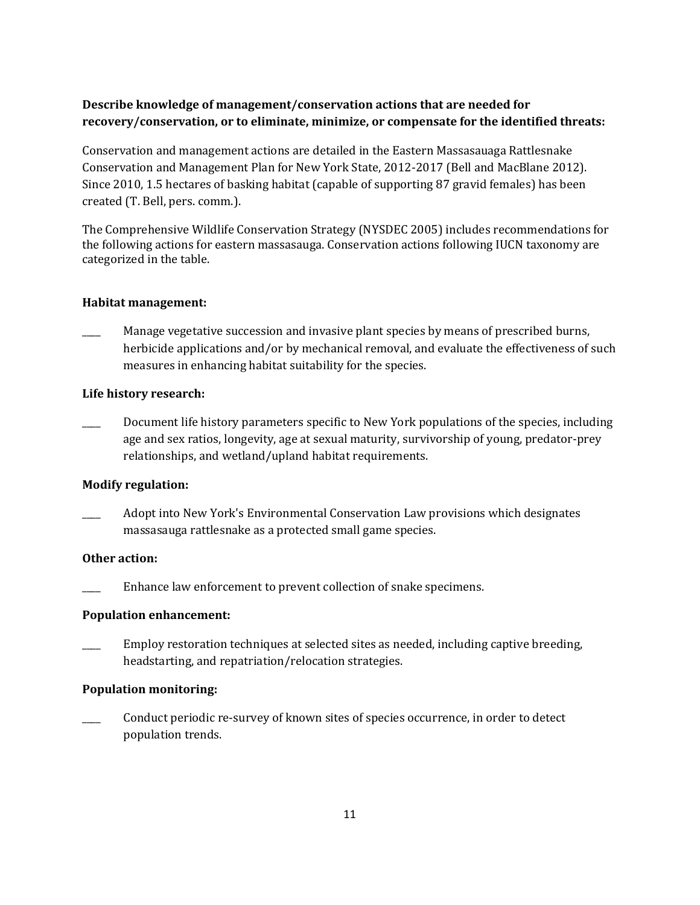**Describe knowledge of management/conservation actions that are needed for recovery/conservation, or to eliminate, minimize, or compensate for the identified threats:**

Conservation and management actions are detailed in the Eastern Massasauaga Rattlesnake Conservation and Management Plan for New York State, 2012-2017 (Bell and MacBlane 2012). Since 2010, 1.5 hectares of basking habitat (capable of supporting 87 gravid females) has been created (T. Bell, pers. comm.).

The Comprehensive Wildlife Conservation Strategy (NYSDEC 2005) includes recommendations for the following actions for eastern massasauga. Conservation actions following IUCN taxonomy are categorized in the table.

**Habitat management:**

____ Manage vegetative succession and invasive plant species by means of prescribed burns, herbicide applications and/or by mechanical removal, and evaluate the effectiveness of such measures in enhancing habitat suitability for the species.

**Life history research:**

____ Document life history parameters specific to New York populations of the species, including age and sex ratios, longevity, age at sexual maturity, survivorship of young, predator-prey relationships, and wetland/upland habitat requirements.

**Modify regulation:**

____ Adopt into New York's Environmental Conservation Law provisions which designates massasauga rattlesnake as a protected small game species.

**Other action:**

____ Enhance law enforcement to prevent collection of snake specimens.

**Population enhancement:**

____ Employ restoration techniques at selected sites as needed, including captive breeding, headstarting, and repatriation/relocation strategies.

**Population monitoring:**

____ Conduct periodic re-survey of known sites of species occurrence, in order to detect population trends.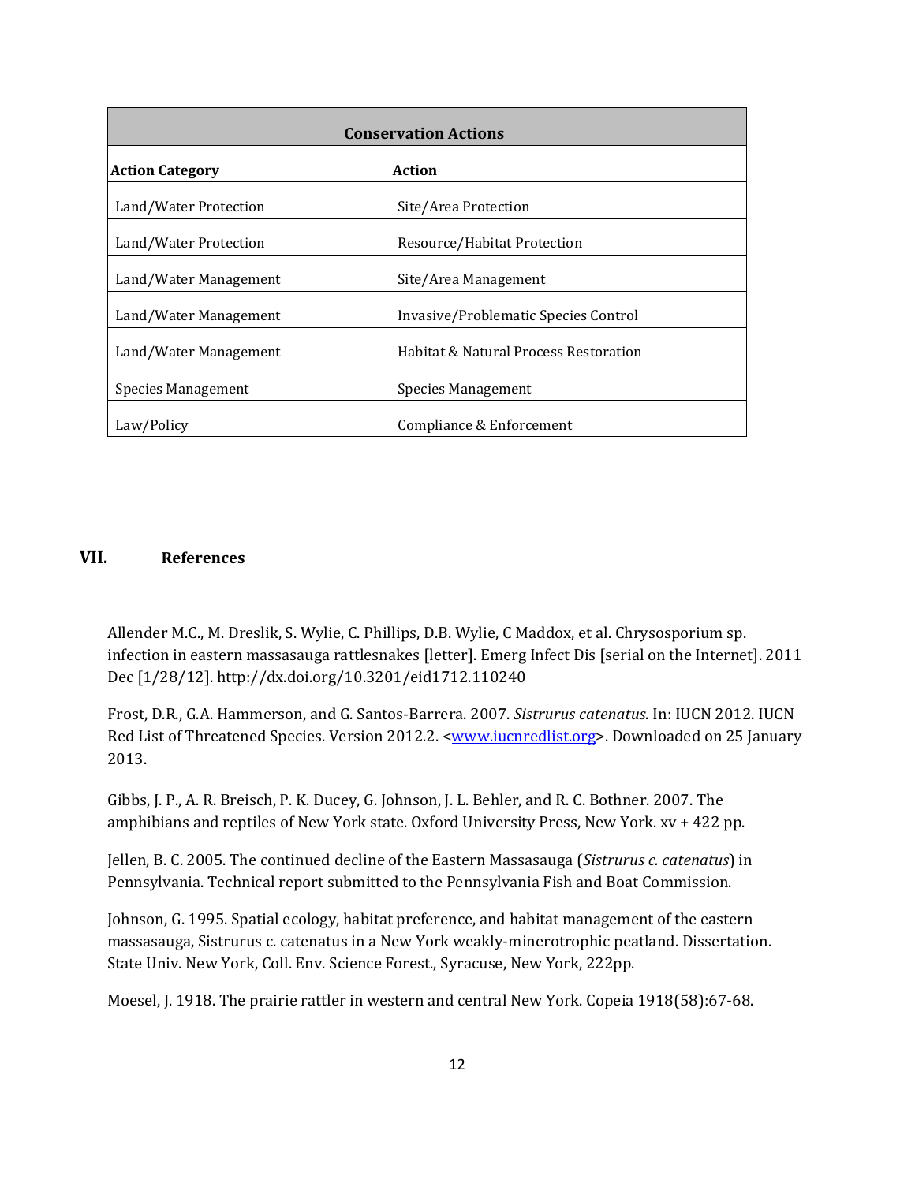| Conservation Actions | |
|---|---|
| **Action Category** | **Action** |
| Land/Water Protection | Site/Area Protection |
| Land/Water Protection | Resource/Habitat Protection |
| Land/Water Management | Site/Area Management |
| Land/Water Management | Invasive/Problematic Species Control |
| Land/Water Management | Habitat & Natural Process Restoration |
| Species Management | Species Management |
| Law/Policy | Compliance & Enforcement |

## VII. References

Allender M.C., M. Dreslik, S. Wylie, C. Phillips, D.B. Wylie, C Maddox, et al. Chrysosporium sp. infection in eastern massasauga rattlesnakes [letter]. Emerg Infect Dis [serial on the Internet]. 2011 Dec [1/28/12]. http://dx.doi.org/10.3201/eid1712.110240

Frost, D.R., G.A. Hammerson, and G. Santos-Barrera. 2007. *Sistrurus catenatus*. In: IUCN 2012. IUCN Red List of Threatened Species. Version 2012.2. <www.iucnredlist.org>. Downloaded on 25 January 2013.

Gibbs, J. P., A. R. Breisch, P. K. Ducey, G. Johnson, J. L. Behler, and R. C. Bothner. 2007. The amphibians and reptiles of New York state. Oxford University Press, New York. xv + 422 pp.

Jellen, B. C. 2005. The continued decline of the Eastern Massasauga (*Sistrurus c. catenatus*) in Pennsylvania. Technical report submitted to the Pennsylvania Fish and Boat Commission.

Johnson, G. 1995. Spatial ecology, habitat preference, and habitat management of the eastern massasauga, Sistrurus c. catenatus in a New York weakly-minerotrophic peatland. Dissertation. State Univ. New York, Coll. Env. Science Forest., Syracuse, New York, 222pp.

Moesel, J. 1918. The prairie rattler in western and central New York. Copeia 1918(58):67-68.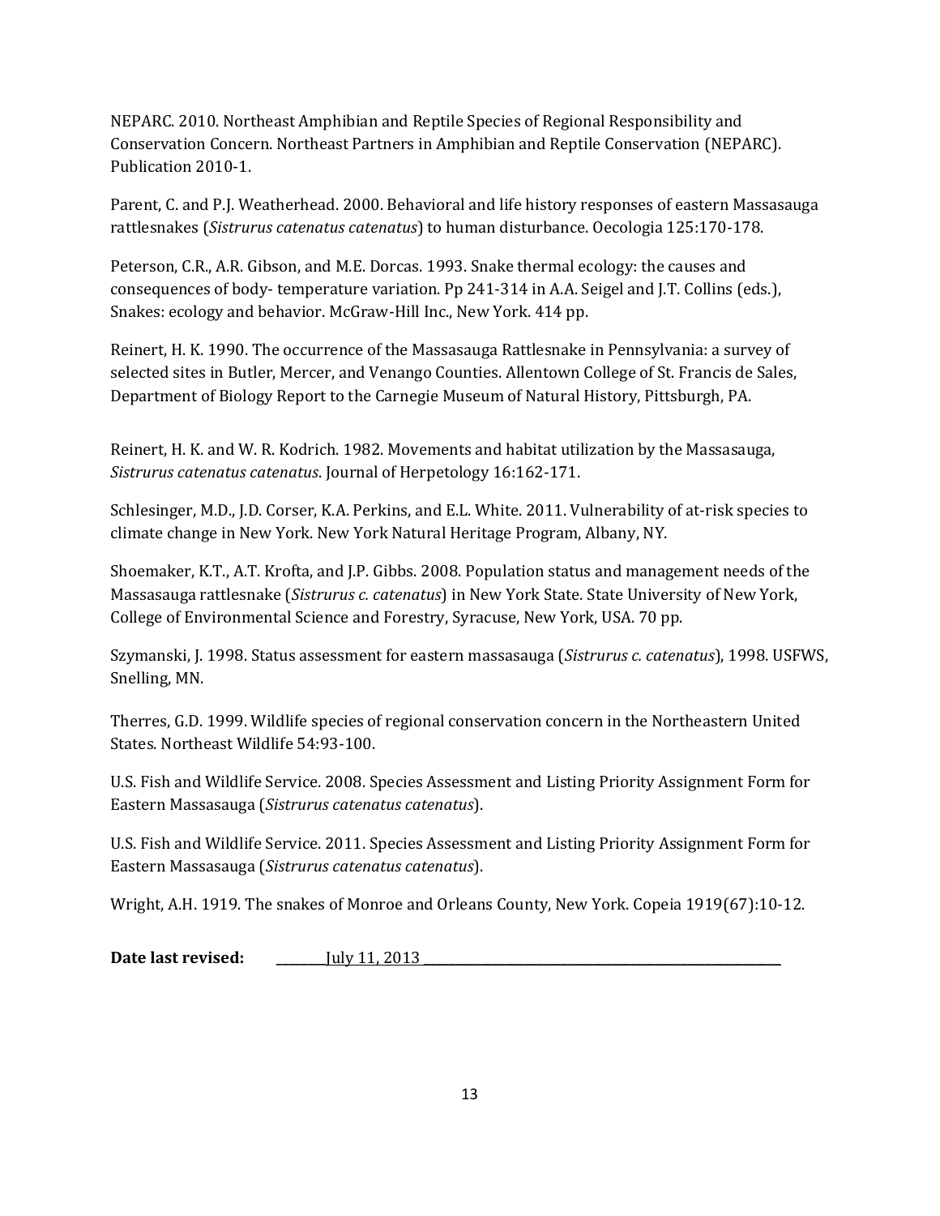NEPARC. 2010. Northeast Amphibian and Reptile Species of Regional Responsibility and Conservation Concern. Northeast Partners in Amphibian and Reptile Conservation (NEPARC). Publication 2010-1.

Parent, C. and P.J. Weatherhead. 2000. Behavioral and life history responses of eastern Massasauga rattlesnakes (*Sistrurus catenatus catenatus*) to human disturbance. Oecologia 125:170-178.

Peterson, C.R., A.R. Gibson, and M.E. Dorcas. 1993. Snake thermal ecology: the causes and consequences of body- temperature variation. Pp 241-314 in A.A. Seigel and J.T. Collins (eds.), Snakes: ecology and behavior. McGraw-Hill Inc., New York. 414 pp.

Reinert, H. K. 1990. The occurrence of the Massasauga Rattlesnake in Pennsylvania: a survey of selected sites in Butler, Mercer, and Venango Counties. Allentown College of St. Francis de Sales, Department of Biology Report to the Carnegie Museum of Natural History, Pittsburgh, PA.

Reinert, H. K. and W. R. Kodrich. 1982. Movements and habitat utilization by the Massasauga, *Sistrurus catenatus catenatus*. Journal of Herpetology 16:162-171.

Schlesinger, M.D., J.D. Corser, K.A. Perkins, and E.L. White. 2011. Vulnerability of at-risk species to climate change in New York. New York Natural Heritage Program, Albany, NY.

Shoemaker, K.T., A.T. Krofta, and J.P. Gibbs. 2008. Population status and management needs of the Massasauga rattlesnake (*Sistrurus c. catenatus*) in New York State. State University of New York, College of Environmental Science and Forestry, Syracuse, New York, USA. 70 pp.

Szymanski, J. 1998. Status assessment for eastern massasauga (*Sistrurus c. catenatus*), 1998. USFWS, Snelling, MN.

Therres, G.D. 1999. Wildlife species of regional conservation concern in the Northeastern United States. Northeast Wildlife 54:93-100.

U.S. Fish and Wildlife Service. 2008. Species Assessment and Listing Priority Assignment Form for Eastern Massasauga (*Sistrurus catenatus catenatus*).

U.S. Fish and Wildlife Service. 2011. Species Assessment and Listing Priority Assignment Form for Eastern Massasauga (*Sistrurus catenatus catenatus*).

Wright, A.H. 1919. The snakes of Monroe and Orleans County, New York. Copeia 1919(67):10-12.

**Date last revised:** July 11, 2013